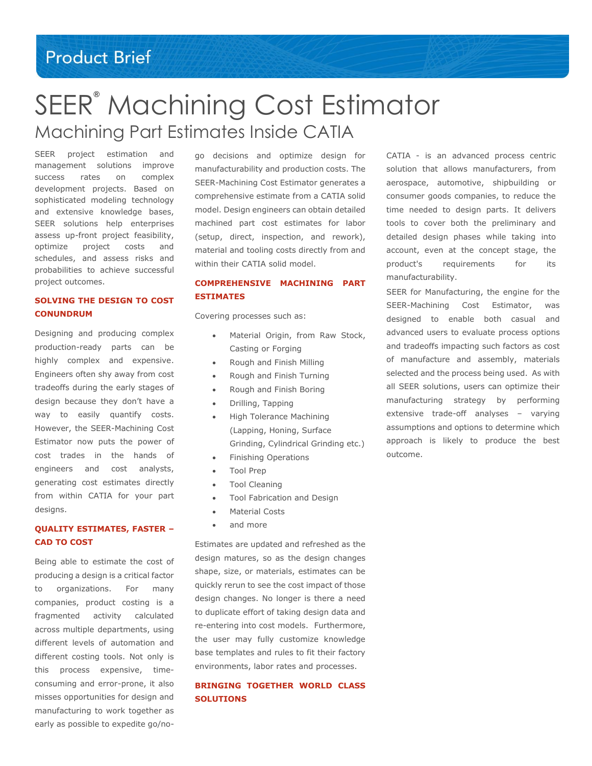Product Brief

# SEER® Machining Cost Estimator

## Machining Part Estimates Inside CATIA

SEER project estimation and management solutions improve success rates on complex development projects. Based on sophisticated modeling technology and extensive knowledge bases, SEER solutions help enterprises assess up-front project feasibility, optimize project costs and schedules, and assess risks and probabilities to achieve successful project outcomes.

### SOLVING THE DESIGN TO COST CONUNDRUM

Designing and producing complex production-ready parts can be highly complex and expensive. Engineers often shy away from cost tradeoffs during the early stages of design because they don't have a way to easily quantify costs. However, the SEER-Machining Cost Estimator now puts the power of cost trades in the hands of engineers and cost analysts, generating cost estimates directly from within CATIA for your part designs.

### QUALITY ESTIMATES, FASTER – CAD TO COST

Being able to estimate the cost of producing a design is a critical factor to organizations. For many companies, product costing is a fragmented activity calculated across multiple departments, using different levels of automation and different costing tools. Not only is this process expensive, time-consuming and error-prone, it also misses opportunities for design and manufacturing to work together as early as possible to expedite go/no-go decisions and optimize design for manufacturability and production costs. The SEER-Machining Cost Estimator generates a comprehensive estimate from a CATIA solid model. Design engineers can obtain detailed machined part cost estimates for labor (setup, direct, inspection, and rework), material and tooling costs directly from and within their CATIA solid model.

### COMPREHENSIVE MACHINING PART ESTIMATES

Covering processes such as:

- Material Origin, from Raw Stock, Casting or Forging
- Rough and Finish Milling
- Rough and Finish Turning
- Rough and Finish Boring
- Drilling, Tapping
- High Tolerance Machining (Lapping, Honing, Surface Grinding, Cylindrical Grinding etc.)
- Finishing Operations
- Tool Prep
- Tool Cleaning
- Tool Fabrication and Design
- Material Costs
- and more

Estimates are updated and refreshed as the design matures, so as the design changes shape, size, or materials, estimates can be quickly rerun to see the cost impact of those design changes. No longer is there a need to duplicate effort of taking design data and re-entering into cost models. Furthermore, the user may fully customize knowledge base templates and rules to fit their factory environments, labor rates and processes.

### BRINGING TOGETHER WORLD CLASS SOLUTIONS

CATIA - is an advanced process centric solution that allows manufacturers, from aerospace, automotive, shipbuilding or consumer goods companies, to reduce the time needed to design parts. It delivers tools to cover both the preliminary and detailed design phases while taking into account, even at the concept stage, the product's requirements for its manufacturability.

SEER for Manufacturing, the engine for the SEER-Machining Cost Estimator, was designed to enable both casual and advanced users to evaluate process options and tradeoffs impacting such factors as cost of manufacture and assembly, materials selected and the process being used. As with all SEER solutions, users can optimize their manufacturing strategy by performing extensive trade-off analyses – varying assumptions and options to determine which approach is likely to produce the best outcome.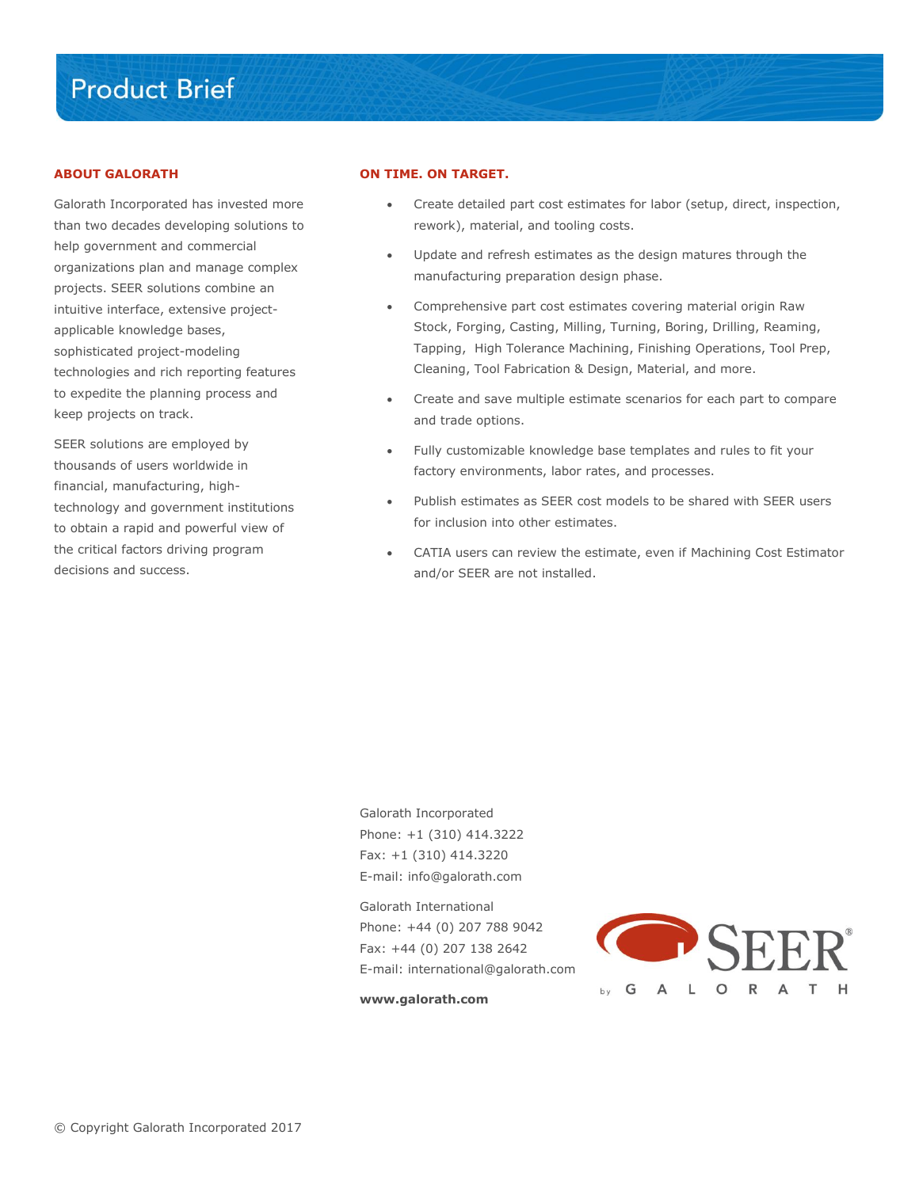# Product Brief

## ABOUT GALORATH

Galorath Incorporated has invested more than two decades developing solutions to help government and commercial organizations plan and manage complex projects. SEER solutions combine an intuitive interface, extensive project-applicable knowledge bases, sophisticated project-modeling technologies and rich reporting features to expedite the planning process and keep projects on track.

SEER solutions are employed by thousands of users worldwide in financial, manufacturing, high-technology and government institutions to obtain a rapid and powerful view of the critical factors driving program decisions and success.

## ON TIME. ON TARGET.

- Create detailed part cost estimates for labor (setup, direct, inspection, rework), material, and tooling costs.
- Update and refresh estimates as the design matures through the manufacturing preparation design phase.
- Comprehensive part cost estimates covering material origin Raw Stock, Forging, Casting, Milling, Turning, Boring, Drilling, Reaming, Tapping, High Tolerance Machining, Finishing Operations, Tool Prep, Cleaning, Tool Fabrication & Design, Material, and more.
- Create and save multiple estimate scenarios for each part to compare and trade options.
- Fully customizable knowledge base templates and rules to fit your factory environments, labor rates, and processes.
- Publish estimates as SEER cost models to be shared with SEER users for inclusion into other estimates.
- CATIA users can review the estimate, even if Machining Cost Estimator and/or SEER are not installed.

Galorath Incorporated
Phone: +1 (310) 414.3222
Fax: +1 (310) 414.3220
E-mail: info@galorath.com

Galorath International
Phone: +44 (0) 207 788 9042
Fax: +44 (0) 207 138 2642
E-mail: international@galorath.com

**www.galorath.com**

SEER® by GALORATH

© Copyright Galorath Incorporated 2017